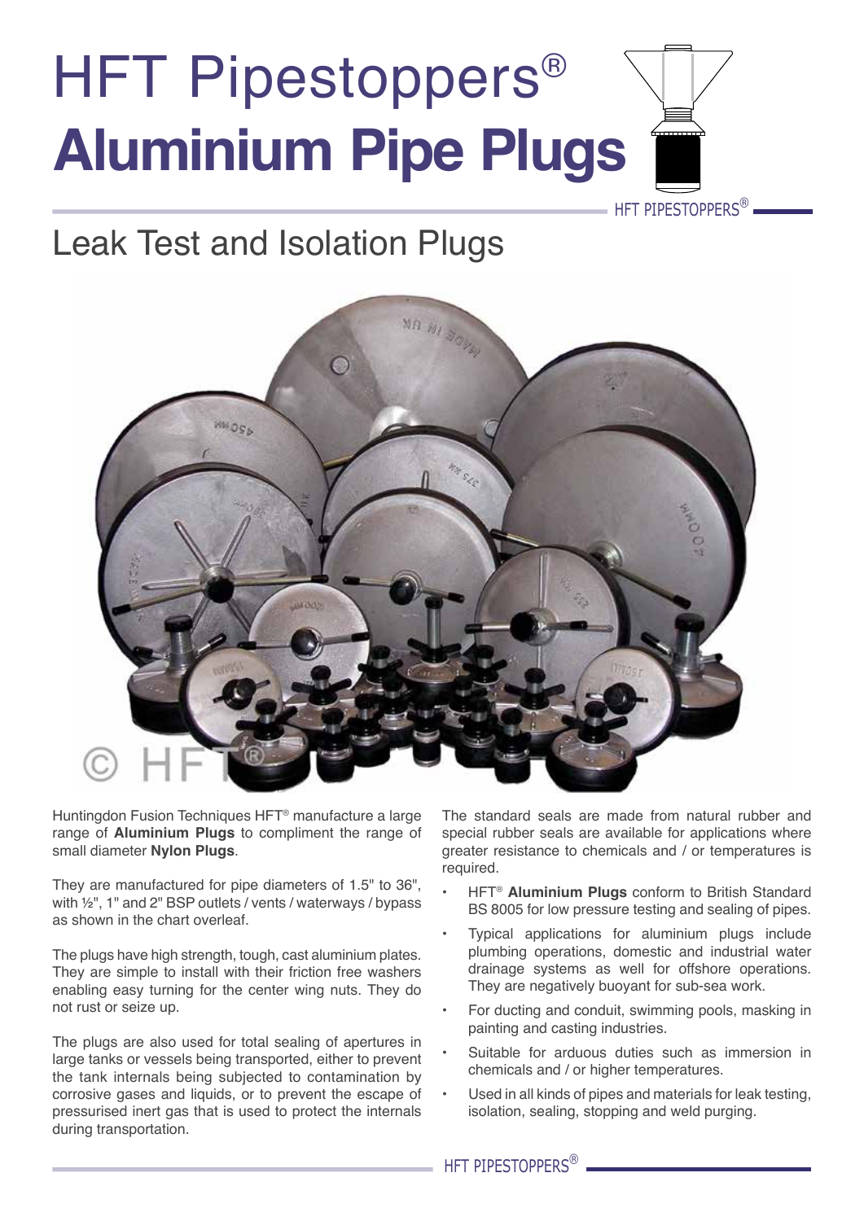# HFT Pipestoppers®
# **Aluminium Pipe Plugs**

## Leak Test and Isolation Plugs

Huntingdon Fusion Techniques HFT® manufacture a large range of **Aluminium Plugs** to compliment the range of small diameter **Nylon Plugs**.

They are manufactured for pipe diameters of 1.5" to 36", with ½", 1" and 2" BSP outlets / vents / waterways / bypass as shown in the chart overleaf.

The plugs have high strength, tough, cast aluminium plates. They are simple to install with their friction free washers enabling easy turning for the center wing nuts. They do not rust or seize up.

The plugs are also used for total sealing of apertures in large tanks or vessels being transported, either to prevent the tank internals being subjected to contamination by corrosive gases and liquids, or to prevent the escape of pressurised inert gas that is used to protect the internals during transportation.

The standard seals are made from natural rubber and special rubber seals are available for applications where greater resistance to chemicals and / or temperatures is required.

- HFT® **Aluminium Plugs** conform to British Standard BS 8005 for low pressure testing and sealing of pipes.
- Typical applications for aluminium plugs include plumbing operations, domestic and industrial water drainage systems as well for offshore operations. They are negatively buoyant for sub-sea work.
- For ducting and conduit, swimming pools, masking in painting and casting industries.
- Suitable for arduous duties such as immersion in chemicals and / or higher temperatures.
- Used in all kinds of pipes and materials for leak testing, isolation, sealing, stopping and weld purging.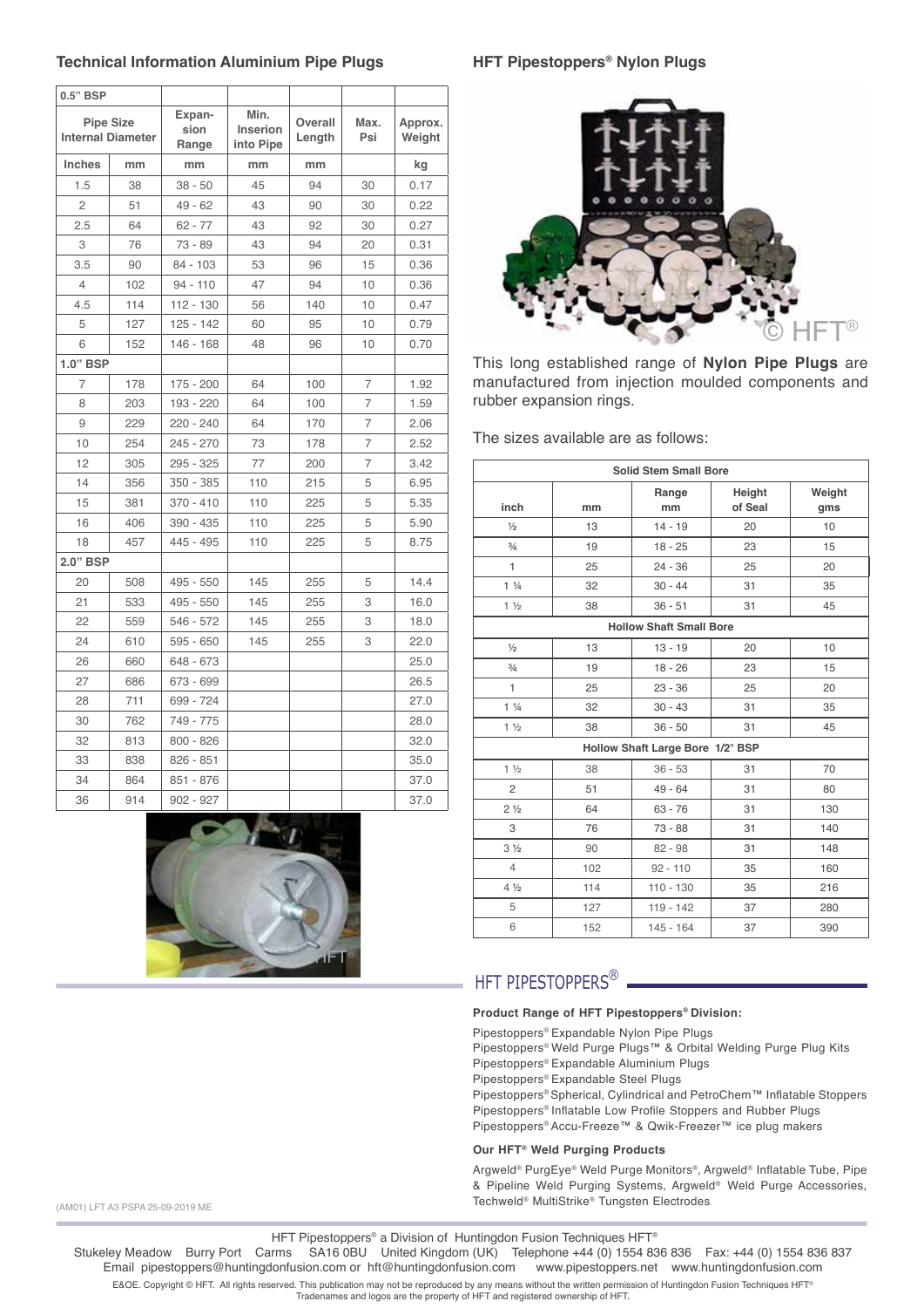## Technical Information Aluminium Pipe Plugs

| Pipe Size Internal Diameter | | Expan-sion Range | Min. Inserion into Pipe | Overall Length | Max. Psi | Approx. Weight |
|---|---|---|---|---|---|---|
| **0.5" BSP** | | | | | | |
| Inches | mm | mm | mm | mm | | kg |
| 1.5 | 38 | 38 - 50 | 45 | 94 | 30 | 0.17 |
| 2 | 51 | 49 - 62 | 43 | 90 | 30 | 0.22 |
| 2.5 | 64 | 62 - 77 | 43 | 92 | 30 | 0.27 |
| 3 | 76 | 73 - 89 | 43 | 94 | 20 | 0.31 |
| 3.5 | 90 | 84 - 103 | 53 | 96 | 15 | 0.36 |
| 4 | 102 | 94 - 110 | 47 | 94 | 10 | 0.36 |
| 4.5 | 114 | 112 - 130 | 56 | 140 | 10 | 0.47 |
| 5 | 127 | 125 - 142 | 60 | 95 | 10 | 0.79 |
| 6 | 152 | 146 - 168 | 48 | 96 | 10 | 0.70 |
| **1.0" BSP** | | | | | | |
| 7 | 178 | 175 - 200 | 64 | 100 | 7 | 1.92 |
| 8 | 203 | 193 - 220 | 64 | 100 | 7 | 1.59 |
| 9 | 229 | 220 - 240 | 64 | 170 | 7 | 2.06 |
| 10 | 254 | 245 - 270 | 73 | 178 | 7 | 2.52 |
| 12 | 305 | 295 - 325 | 77 | 200 | 7 | 3.42 |
| 14 | 356 | 350 - 385 | 110 | 215 | 5 | 6.95 |
| 15 | 381 | 370 - 410 | 110 | 225 | 5 | 5.35 |
| 16 | 406 | 390 - 435 | 110 | 225 | 5 | 5.90 |
| 18 | 457 | 445 - 495 | 110 | 225 | 5 | 8.75 |
| **2.0" BSP** | | | | | | |
| 20 | 508 | 495 - 550 | 145 | 255 | 5 | 14.4 |
| 21 | 533 | 495 - 550 | 145 | 255 | 3 | 16.0 |
| 22 | 559 | 546 - 572 | 145 | 255 | 3 | 18.0 |
| 24 | 610 | 595 - 650 | 145 | 255 | 3 | 22.0 |
| 26 | 660 | 648 - 673 | | | | 25.0 |
| 27 | 686 | 673 - 699 | | | | 26.5 |
| 28 | 711 | 699 - 724 | | | | 27.0 |
| 30 | 762 | 749 - 775 | | | | 28.0 |
| 32 | 813 | 800 - 826 | | | | 32.0 |
| 33 | 838 | 826 - 851 | | | | 35.0 |
| 34 | 864 | 851 - 876 | | | | 37.0 |
| 36 | 914 | 902 - 927 | | | | 37.0 |

## HFT Pipestoppers® Nylon Plugs

This long established range of **Nylon Pipe Plugs** are manufactured from injection moulded components and rubber expansion rings.

The sizes available are as follows:

| inch | mm | Range mm | Height of Seal | Weight gms |
|---|---|---|---|---|
| **Solid Stem Small Bore** | | | | |
| ½ | 13 | 14 - 19 | 20 | 10 |
| ¾ | 19 | 18 - 25 | 23 | 15 |
| 1 | 25 | 24 - 36 | 25 | 20 |
| 1 ¼ | 32 | 30 - 44 | 31 | 35 |
| 1 ½ | 38 | 36 - 51 | 31 | 45 |
| **Hollow Shaft Small Bore** | | | | |
| ½ | 13 | 13 - 19 | 20 | 10 |
| ¾ | 19 | 18 - 26 | 23 | 15 |
| 1 | 25 | 23 - 36 | 25 | 20 |
| 1 ¼ | 32 | 30 - 43 | 31 | 35 |
| 1 ½ | 38 | 36 - 50 | 31 | 45 |
| **Hollow Shaft Large Bore 1/2" BSP** | | | | |
| 1 ½ | 38 | 36 - 53 | 31 | 70 |
| 2 | 51 | 49 - 64 | 31 | 80 |
| 2 ½ | 64 | 63 - 76 | 31 | 130 |
| 3 | 76 | 73 - 88 | 31 | 140 |
| 3 ½ | 90 | 82 - 98 | 31 | 148 |
| 4 | 102 | 92 - 110 | 35 | 160 |
| 4 ½ | 114 | 110 - 130 | 35 | 216 |
| 5 | 127 | 119 - 142 | 37 | 280 |
| 6 | 152 | 145 - 164 | 37 | 390 |

## HFT PIPESTOPPERS®

**Product Range of HFT Pipestoppers® Division:**

Pipestoppers® Expandable Nylon Pipe Plugs
Pipestoppers® Weld Purge Plugs™ & Orbital Welding Purge Plug Kits
Pipestoppers® Expandable Aluminium Plugs
Pipestoppers® Expandable Steel Plugs
Pipestoppers® Spherical, Cylindrical and PetroChem™ Inflatable Stoppers
Pipestoppers® Inflatable Low Profile Stoppers and Rubber Plugs
Pipestoppers® Accu-Freeze™ & Qwik-Freezer™ ice plug makers

**Our HFT® Weld Purging Products**

Argweld® PurgEye® Weld Purge Monitors®, Argweld® Inflatable Tube, Pipe & Pipeline Weld Purging Systems, Argweld® Weld Purge Accessories, Techweld® MultiStrike® Tungsten Electrodes

(AM01) LFT A3 PSPA 25-09-2019 ME

HFT Pipestoppers® a Division of Huntingdon Fusion Techniques HFT®
Stukeley Meadow Burry Port Carms SA16 0BU United Kingdom (UK) Telephone +44 (0) 1554 836 836 Fax: +44 (0) 1554 836 837
Email pipestoppers@huntingdonfusion.com or hft@huntingdonfusion.com www.pipestoppers.net www.huntingdonfusion.com

E&OE. Copyright © HFT. All rights reserved. This publication may not be reproduced by any means without the written permission of Huntingdon Fusion Techniques HFT®
Tradenames and logos are the property of HFT and registered ownership of HFT.